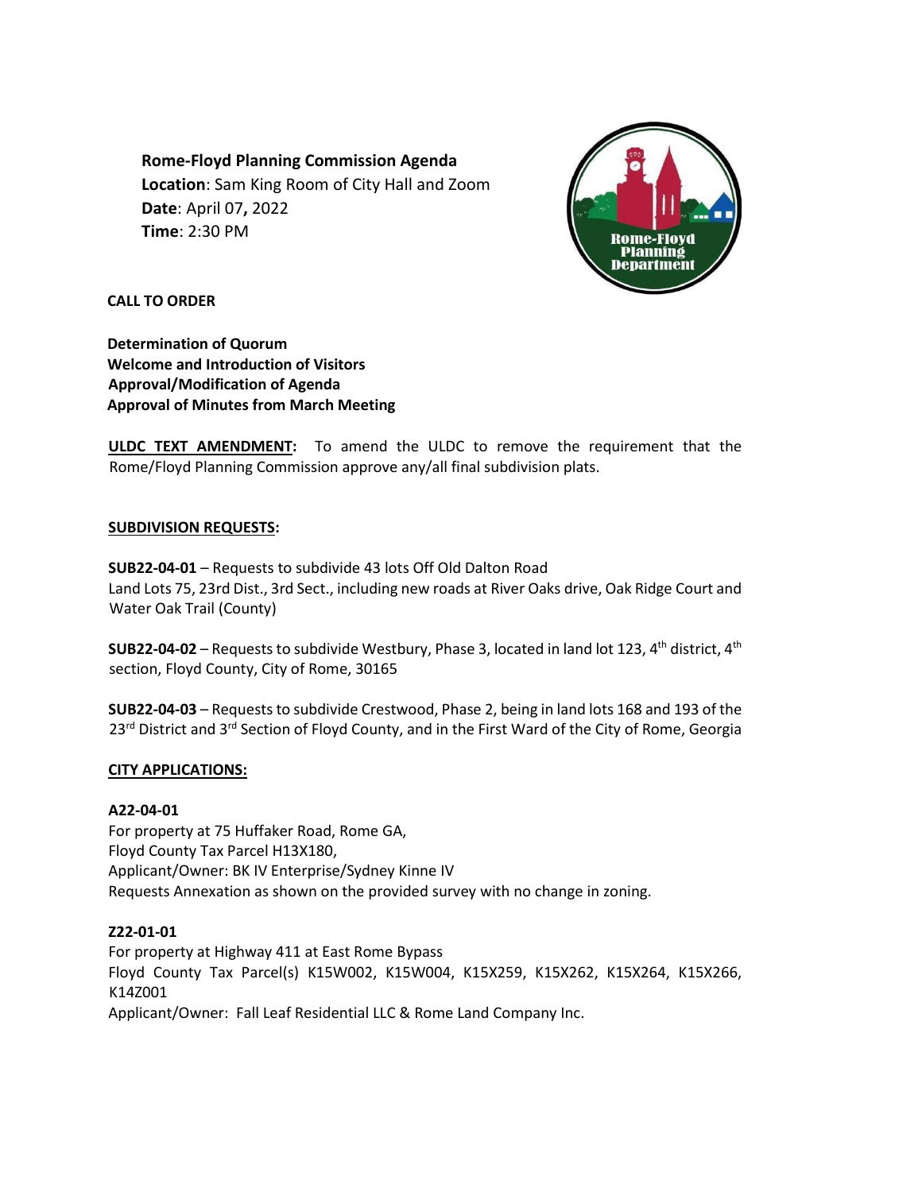**Rome-Floyd Planning Commission Agenda**
**Location**: Sam King Room of City Hall and Zoom
**Date**: April 07**,** 2022
**Time**: 2:30 PM

**CALL TO ORDER**

**Determination of Quorum**
**Welcome and Introduction of Visitors**
**Approval/Modification of Agenda**
**Approval of Minutes from March Meeting**

**ULDC TEXT AMENDMENT:** To amend the ULDC to remove the requirement that the Rome/Floyd Planning Commission approve any/all final subdivision plats.

**SUBDIVISION REQUESTS:**

**SUB22-04-01** – Requests to subdivide 43 lots Off Old Dalton Road
Land Lots 75, 23rd Dist., 3rd Sect., including new roads at River Oaks drive, Oak Ridge Court and Water Oak Trail (County)

**SUB22-04-02** – Requests to subdivide Westbury, Phase 3, located in land lot 123, 4th district, 4th section, Floyd County, City of Rome, 30165

**SUB22-04-03** – Requests to subdivide Crestwood, Phase 2, being in land lots 168 and 193 of the 23rd District and 3rd Section of Floyd County, and in the First Ward of the City of Rome, Georgia

**CITY APPLICATIONS:**

**A22-04-01**
For property at 75 Huffaker Road, Rome GA,
Floyd County Tax Parcel H13X180,
Applicant/Owner: BK IV Enterprise/Sydney Kinne IV
Requests Annexation as shown on the provided survey with no change in zoning.

**Z22-01-01**
For property at Highway 411 at East Rome Bypass
Floyd County Tax Parcel(s) K15W002, K15W004, K15X259, K15X262, K15X264, K15X266, K14Z001
Applicant/Owner: Fall Leaf Residential LLC & Rome Land Company Inc.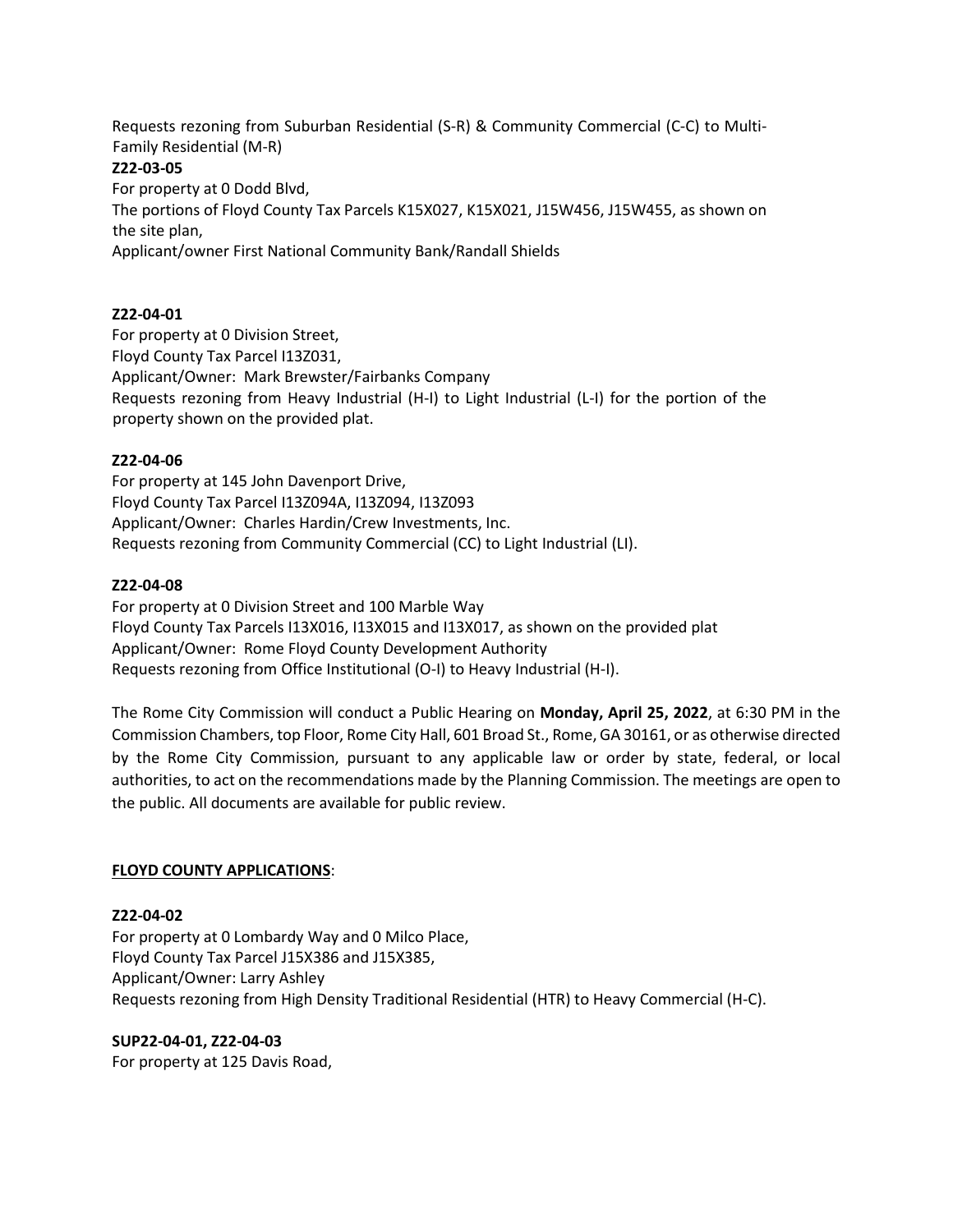Requests rezoning from Suburban Residential (S-R) & Community Commercial (C-C) to Multi-Family Residential (M-R)

**Z22-03-05**

For property at 0 Dodd Blvd,
The portions of Floyd County Tax Parcels K15X027, K15X021, J15W456, J15W455, as shown on the site plan,
Applicant/owner First National Community Bank/Randall Shields

**Z22-04-01**

For property at 0 Division Street,
Floyd County Tax Parcel I13Z031,
Applicant/Owner: Mark Brewster/Fairbanks Company
Requests rezoning from Heavy Industrial (H-I) to Light Industrial (L-I) for the portion of the property shown on the provided plat.

**Z22-04-06**

For property at 145 John Davenport Drive,
Floyd County Tax Parcel I13Z094A, I13Z094, I13Z093
Applicant/Owner: Charles Hardin/Crew Investments, Inc.
Requests rezoning from Community Commercial (CC) to Light Industrial (LI).

**Z22-04-08**

For property at 0 Division Street and 100 Marble Way
Floyd County Tax Parcels I13X016, I13X015 and I13X017, as shown on the provided plat
Applicant/Owner: Rome Floyd County Development Authority
Requests rezoning from Office Institutional (O-I) to Heavy Industrial (H-I).

The Rome City Commission will conduct a Public Hearing on **Monday, April 25, 2022**, at 6:30 PM in the Commission Chambers, top Floor, Rome City Hall, 601 Broad St., Rome, GA 30161, or as otherwise directed by the Rome City Commission, pursuant to any applicable law or order by state, federal, or local authorities, to act on the recommendations made by the Planning Commission. The meetings are open to the public. All documents are available for public review.

**FLOYD COUNTY APPLICATIONS**:

**Z22-04-02**

For property at 0 Lombardy Way and 0 Milco Place,
Floyd County Tax Parcel J15X386 and J15X385,
Applicant/Owner: Larry Ashley
Requests rezoning from High Density Traditional Residential (HTR) to Heavy Commercial (H-C).

**SUP22-04-01, Z22-04-03**

For property at 125 Davis Road,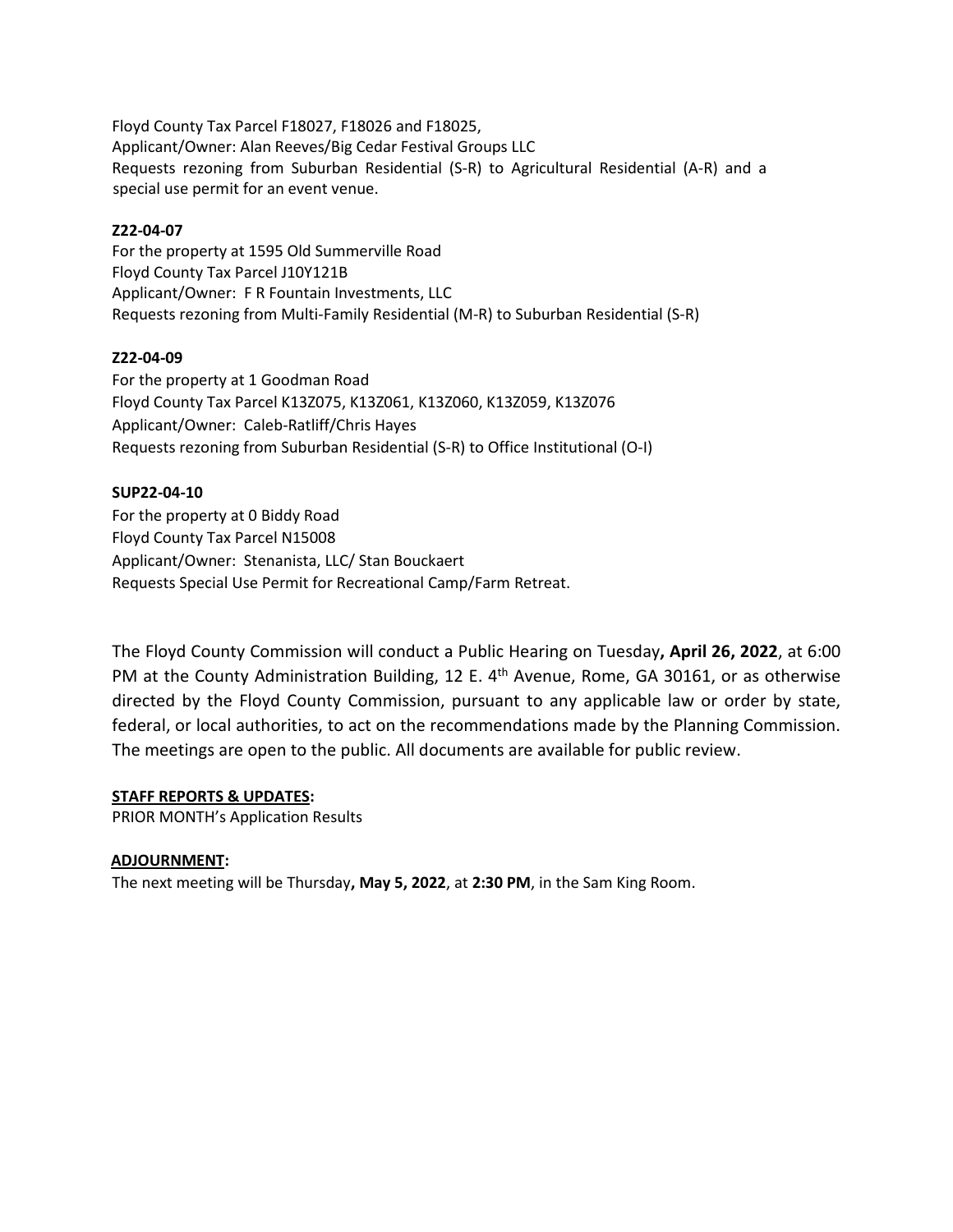Floyd County Tax Parcel F18027, F18026 and F18025,
Applicant/Owner: Alan Reeves/Big Cedar Festival Groups LLC
Requests rezoning from Suburban Residential (S-R) to Agricultural Residential (A-R) and a special use permit for an event venue.

**Z22-04-07**
For the property at 1595 Old Summerville Road
Floyd County Tax Parcel J10Y121B
Applicant/Owner: F R Fountain Investments, LLC
Requests rezoning from Multi-Family Residential (M-R) to Suburban Residential (S-R)

**Z22-04-09**
For the property at 1 Goodman Road
Floyd County Tax Parcel K13Z075, K13Z061, K13Z060, K13Z059, K13Z076
Applicant/Owner: Caleb-Ratliff/Chris Hayes
Requests rezoning from Suburban Residential (S-R) to Office Institutional (O-I)

**SUP22-04-10**
For the property at 0 Biddy Road
Floyd County Tax Parcel N15008
Applicant/Owner: Stenanista, LLC/ Stan Bouckaert
Requests Special Use Permit for Recreational Camp/Farm Retreat.

The Floyd County Commission will conduct a Public Hearing on Tuesday**, April 26, 2022**, at 6:00 PM at the County Administration Building, 12 E. 4th Avenue, Rome, GA 30161, or as otherwise directed by the Floyd County Commission, pursuant to any applicable law or order by state, federal, or local authorities, to act on the recommendations made by the Planning Commission. The meetings are open to the public. All documents are available for public review.

**STAFF REPORTS & UPDATES:**
PRIOR MONTH's Application Results

**ADJOURNMENT:**
The next meeting will be Thursday**, May 5, 2022**, at **2:30 PM**, in the Sam King Room.